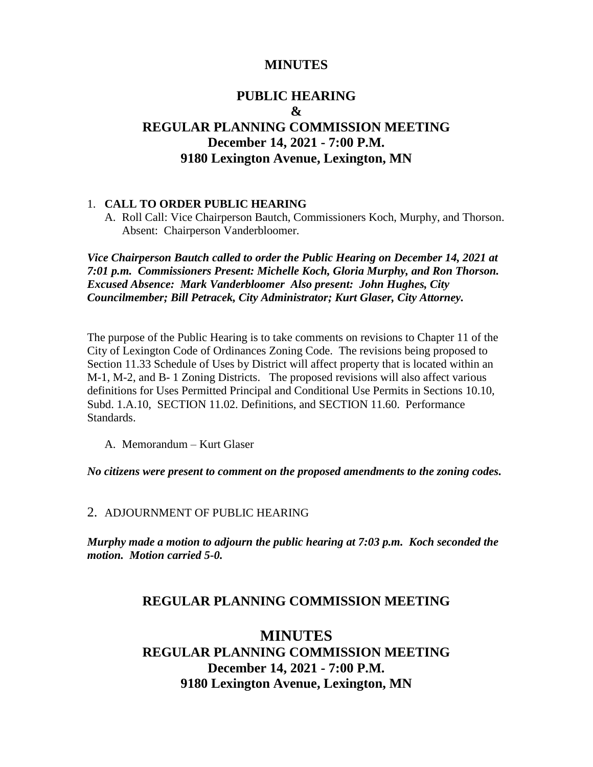# MINUTES

## PUBLIC HEARING
## &
## REGULAR PLANNING COMMISSION MEETING
## December 14, 2021 - 7:00 P.M.
## 9180 Lexington Avenue, Lexington, MN

1. **CALL TO ORDER PUBLIC HEARING**
   A. Roll Call: Vice Chairperson Bautch, Commissioners Koch, Murphy, and Thorson. Absent: Chairperson Vanderbloomer.

***Vice Chairperson Bautch called to order the Public Hearing on December 14, 2021 at 7:01 p.m. Commissioners Present: Michelle Koch, Gloria Murphy, and Ron Thorson. Excused Absence: Mark Vanderbloomer Also present: John Hughes, City Councilmember; Bill Petracek, City Administrator; Kurt Glaser, City Attorney.***

The purpose of the Public Hearing is to take comments on revisions to Chapter 11 of the City of Lexington Code of Ordinances Zoning Code. The revisions being proposed to Section 11.33 Schedule of Uses by District will affect property that is located within an M-1, M-2, and B- 1 Zoning Districts. The proposed revisions will also affect various definitions for Uses Permitted Principal and Conditional Use Permits in Sections 10.10, Subd. 1.A.10, SECTION 11.02. Definitions, and SECTION 11.60. Performance Standards.

   A. Memorandum – Kurt Glaser

***No citizens were present to comment on the proposed amendments to the zoning codes.***

2. ADJOURNMENT OF PUBLIC HEARING

***Murphy made a motion to adjourn the public hearing at 7:03 p.m. Koch seconded the motion. Motion carried 5-0.***

## REGULAR PLANNING COMMISSION MEETING

# MINUTES
## REGULAR PLANNING COMMISSION MEETING
## December 14, 2021 - 7:00 P.M.
## 9180 Lexington Avenue, Lexington, MN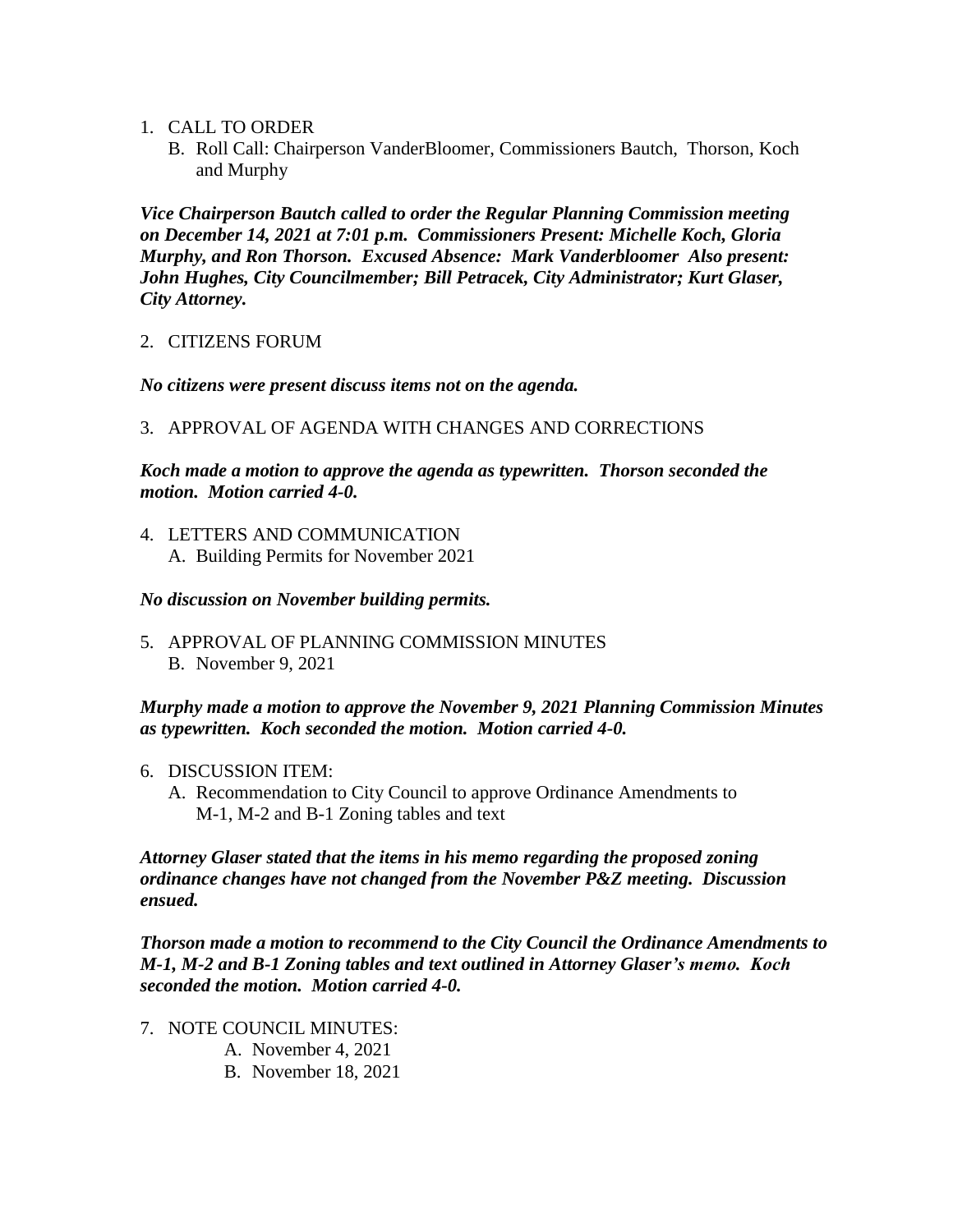1. CALL TO ORDER
   B. Roll Call: Chairperson VanderBloomer, Commissioners Bautch, Thorson, Koch and Murphy

***Vice Chairperson Bautch called to order the Regular Planning Commission meeting on December 14, 2021 at 7:01 p.m. Commissioners Present: Michelle Koch, Gloria Murphy, and Ron Thorson. Excused Absence: Mark Vanderbloomer Also present: John Hughes, City Councilmember; Bill Petracek, City Administrator; Kurt Glaser, City Attorney.***

2. CITIZENS FORUM

***No citizens were present discuss items not on the agenda.***

3. APPROVAL OF AGENDA WITH CHANGES AND CORRECTIONS

***Koch made a motion to approve the agenda as typewritten. Thorson seconded the motion. Motion carried 4-0.***

4. LETTERS AND COMMUNICATION
   A. Building Permits for November 2021

***No discussion on November building permits.***

5. APPROVAL OF PLANNING COMMISSION MINUTES
   B. November 9, 2021

***Murphy made a motion to approve the November 9, 2021 Planning Commission Minutes as typewritten. Koch seconded the motion. Motion carried 4-0.***

6. DISCUSSION ITEM:
   A. Recommendation to City Council to approve Ordinance Amendments to M-1, M-2 and B-1 Zoning tables and text

***Attorney Glaser stated that the items in his memo regarding the proposed zoning ordinance changes have not changed from the November P&Z meeting. Discussion ensued.***

***Thorson made a motion to recommend to the City Council the Ordinance Amendments to M-1, M-2 and B-1 Zoning tables and text outlined in Attorney Glaser's memo. Koch seconded the motion. Motion carried 4-0.***

7. NOTE COUNCIL MINUTES:
   A. November 4, 2021
   B. November 18, 2021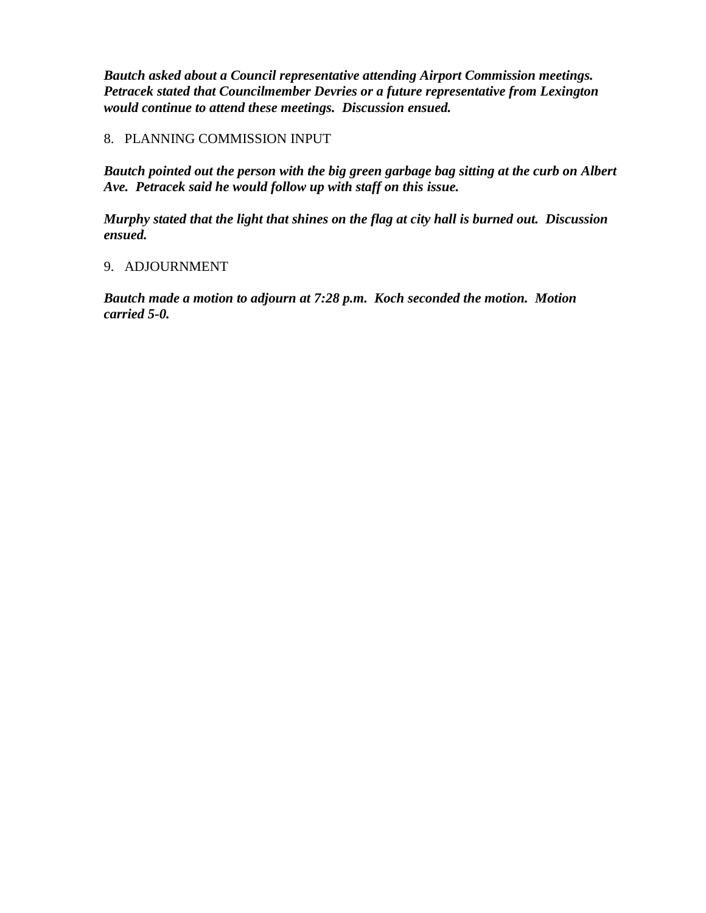***Bautch asked about a Council representative attending Airport Commission meetings. Petracek stated that Councilmember Devries or a future representative from Lexington would continue to attend these meetings. Discussion ensued.***

8. PLANNING COMMISSION INPUT

***Bautch pointed out the person with the big green garbage bag sitting at the curb on Albert Ave. Petracek said he would follow up with staff on this issue.***

***Murphy stated that the light that shines on the flag at city hall is burned out. Discussion ensued.***

9. ADJOURNMENT

***Bautch made a motion to adjourn at 7:28 p.m. Koch seconded the motion. Motion carried 5-0.***